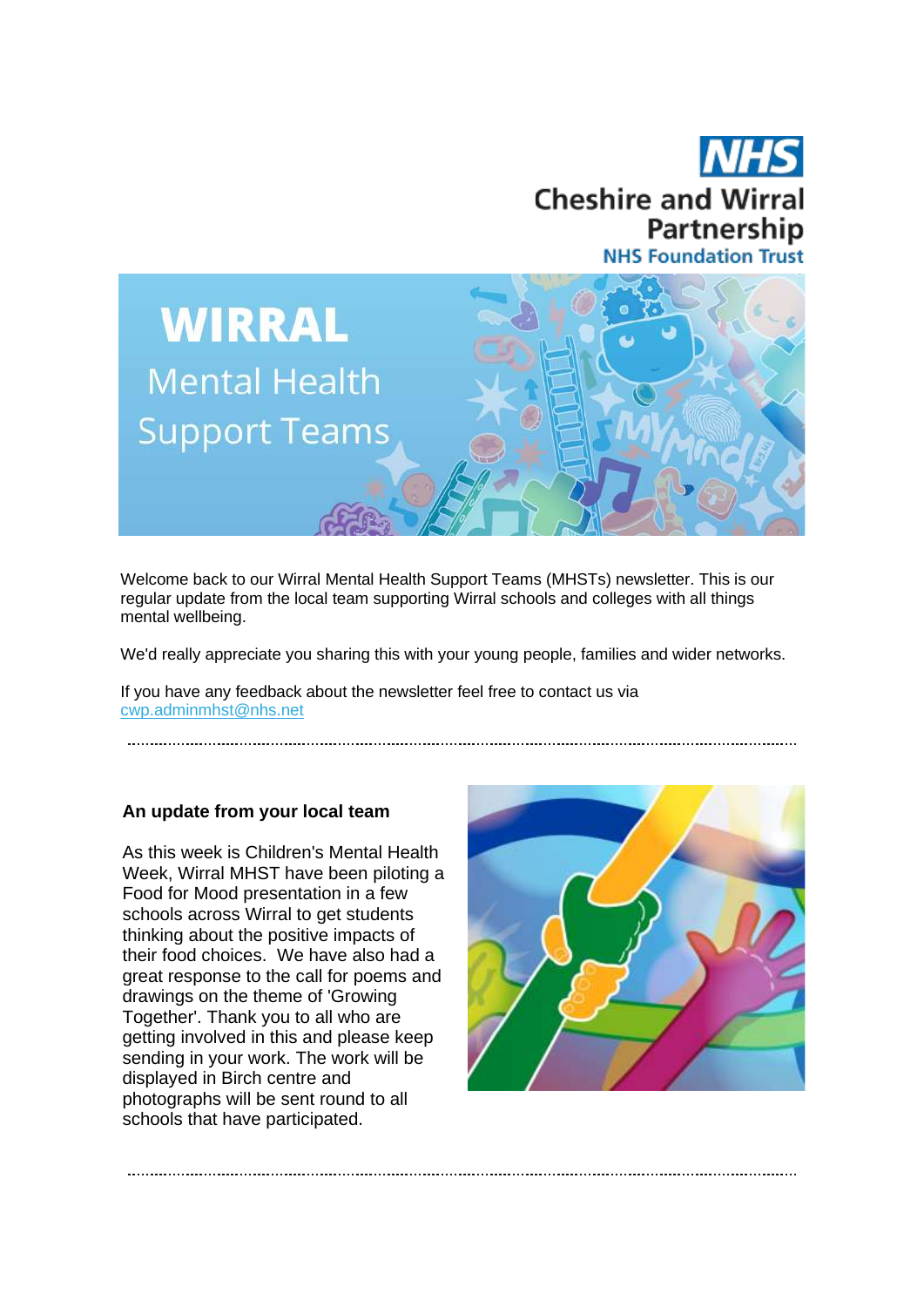NHS Cheshire and Wirral Partnership NHS Foundation Trust

# WIRRAL Mental Health Support Teams

Welcome back to our Wirral Mental Health Support Teams (MHSTs) newsletter. This is our regular update from the local team supporting Wirral schools and colleges with all things mental wellbeing.

We'd really appreciate you sharing this with your young people, families and wider networks.

If you have any feedback about the newsletter feel free to contact us via cwp.adminmhst@nhs.net

## An update from your local team

As this week is Children's Mental Health Week, Wirral MHST have been piloting a Food for Mood presentation in a few schools across Wirral to get students thinking about the positive impacts of their food choices. We have also had a great response to the call for poems and drawings on the theme of 'Growing Together'. Thank you to all who are getting involved in this and please keep sending in your work. The work will be displayed in Birch centre and photographs will be sent round to all schools that have participated.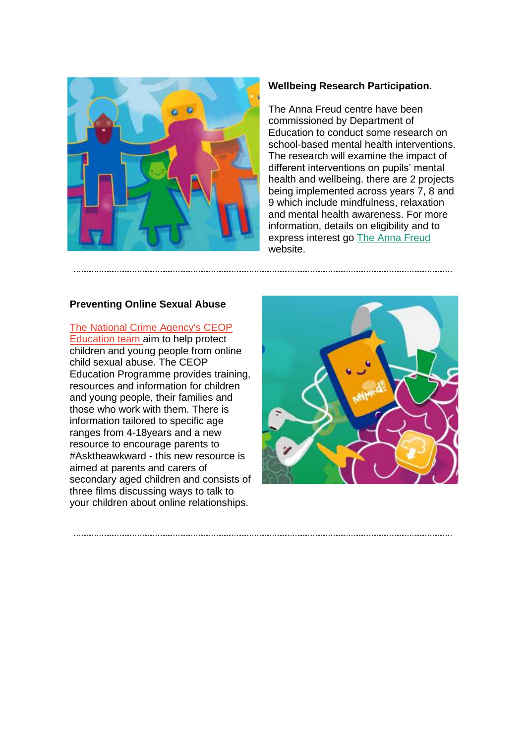**Wellbeing Research Participation.**

The Anna Freud centre have been commissioned by Department of Education to conduct some research on school-based mental health interventions. The research will examine the impact of different interventions on pupils' mental health and wellbeing. there are 2 projects being implemented across years 7, 8 and 9 which include mindfulness, relaxation and mental health awareness. For more information, details on eligibility and to express interest go The Anna Freud website.

---

**Preventing Online Sexual Abuse**

The National Crime Agency's CEOP Education team aim to help protect children and young people from online child sexual abuse. The CEOP Education Programme provides training, resources and information for children and young people, their families and those who work with them. There is information tailored to specific age ranges from 4-18years and a new resource to encourage parents to #Asktheawkward - this new resource is aimed at parents and carers of secondary aged children and consists of three films discussing ways to talk to your children about online relationships.

---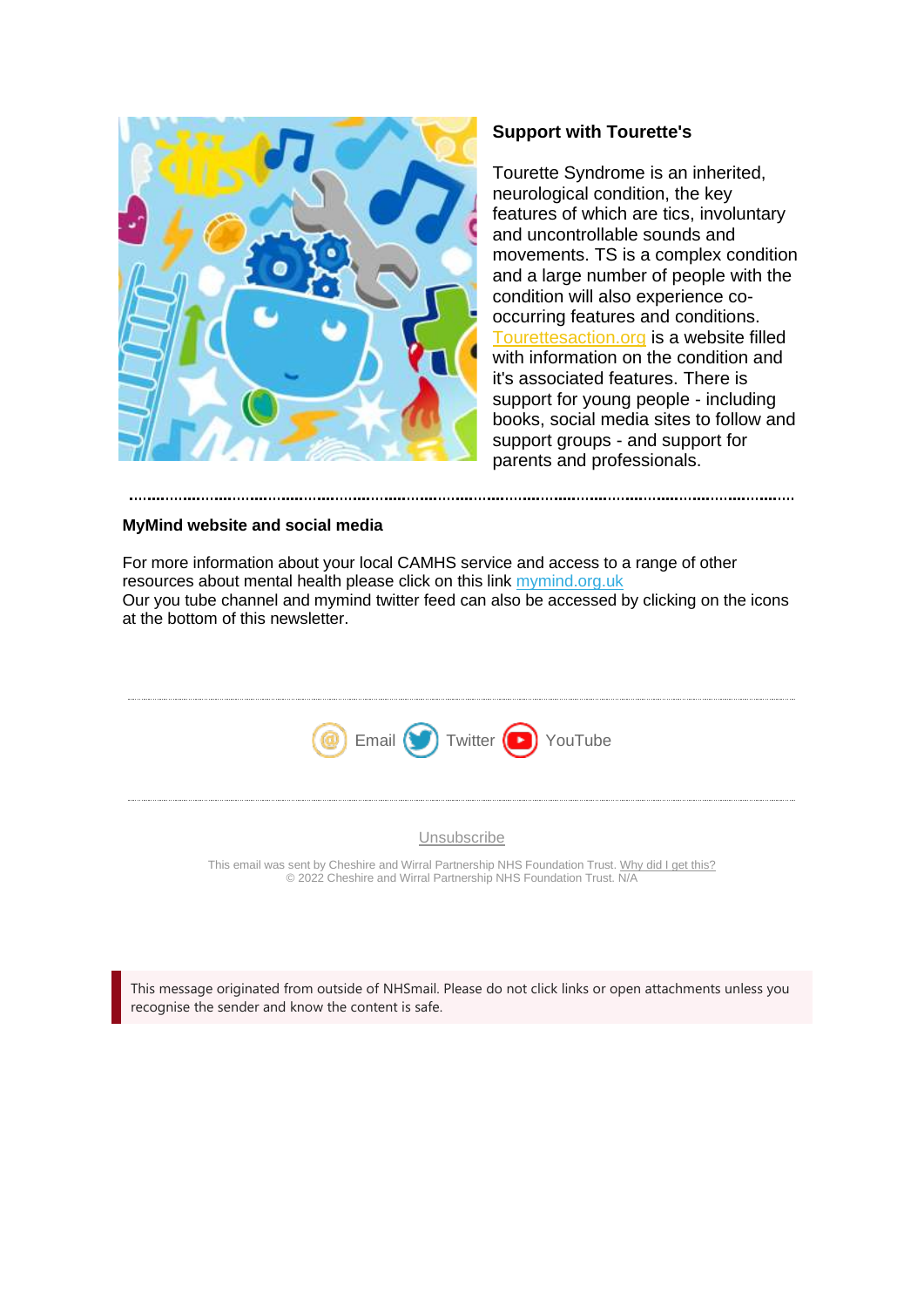### Support with Tourette's

Tourette Syndrome is an inherited, neurological condition, the key features of which are tics, involuntary and uncontrollable sounds and movements. TS is a complex condition and a large number of people with the condition will also experience co-occurring features and conditions. Tourettesaction.org is a website filled with information on the condition and it's associated features. There is support for young people - including books, social media sites to follow and support groups - and support for parents and professionals.

---

### MyMind website and social media

For more information about your local CAMHS service and access to a range of other resources about mental health please click on this link mymind.org.uk
Our you tube channel and mymind twitter feed can also be accessed by clicking on the icons at the bottom of this newsletter.

---

Email Twitter YouTube

---

Unsubscribe

This email was sent by Cheshire and Wirral Partnership NHS Foundation Trust. Why did I get this?
© 2022 Cheshire and Wirral Partnership NHS Foundation Trust. N/A

This message originated from outside of NHSmail. Please do not click links or open attachments unless you recognise the sender and know the content is safe.